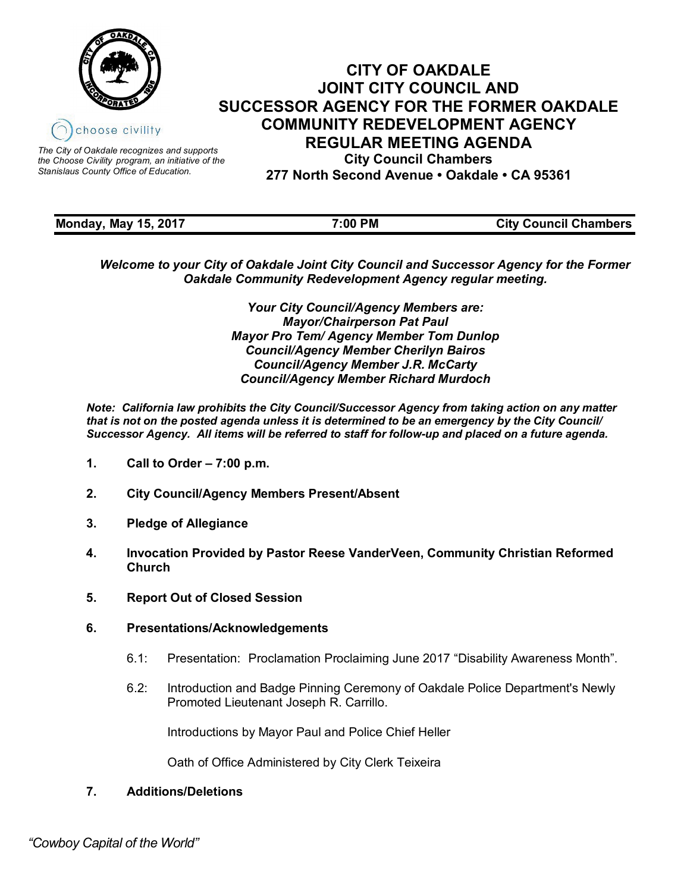choose civility

*The City of Oakdale recognizes and supports the Choose Civility program, an initiative of the Stanislaus County Office of Education.*

# CITY OF OAKDALE
# JOINT CITY COUNCIL AND SUCCESSOR AGENCY FOR THE FORMER OAKDALE COMMUNITY REDEVELOPMENT AGENCY
# REGULAR MEETING AGENDA

**City Council Chambers**
**277 North Second Avenue • Oakdale • CA 95361**

| **Monday, May 15, 2017** | **7:00 PM** | **City Council Chambers** |
|---|---|---|

***Welcome to your City of Oakdale Joint City Council and Successor Agency for the Former Oakdale Community Redevelopment Agency regular meeting.***

***Your City Council/Agency Members are:***
***Mayor/Chairperson Pat Paul***
***Mayor Pro Tem/ Agency Member Tom Dunlop***
***Council/Agency Member Cherilyn Bairos***
***Council/Agency Member J.R. McCarty***
***Council/Agency Member Richard Murdoch***

***Note: California law prohibits the City Council/Successor Agency from taking action on any matter that is not on the posted agenda unless it is determined to be an emergency by the City Council/ Successor Agency. All items will be referred to staff for follow-up and placed on a future agenda.***

**1. Call to Order – 7:00 p.m.**

**2. City Council/Agency Members Present/Absent**

**3. Pledge of Allegiance**

**4. Invocation Provided by Pastor Reese VanderVeen, Community Christian Reformed Church**

**5. Report Out of Closed Session**

**6. Presentations/Acknowledgements**

6.1: Presentation: Proclamation Proclaiming June 2017 "Disability Awareness Month".

6.2: Introduction and Badge Pinning Ceremony of Oakdale Police Department's Newly Promoted Lieutenant Joseph R. Carrillo.

Introductions by Mayor Paul and Police Chief Heller

Oath of Office Administered by City Clerk Teixeira

**7. Additions/Deletions**

*"Cowboy Capital of the World"*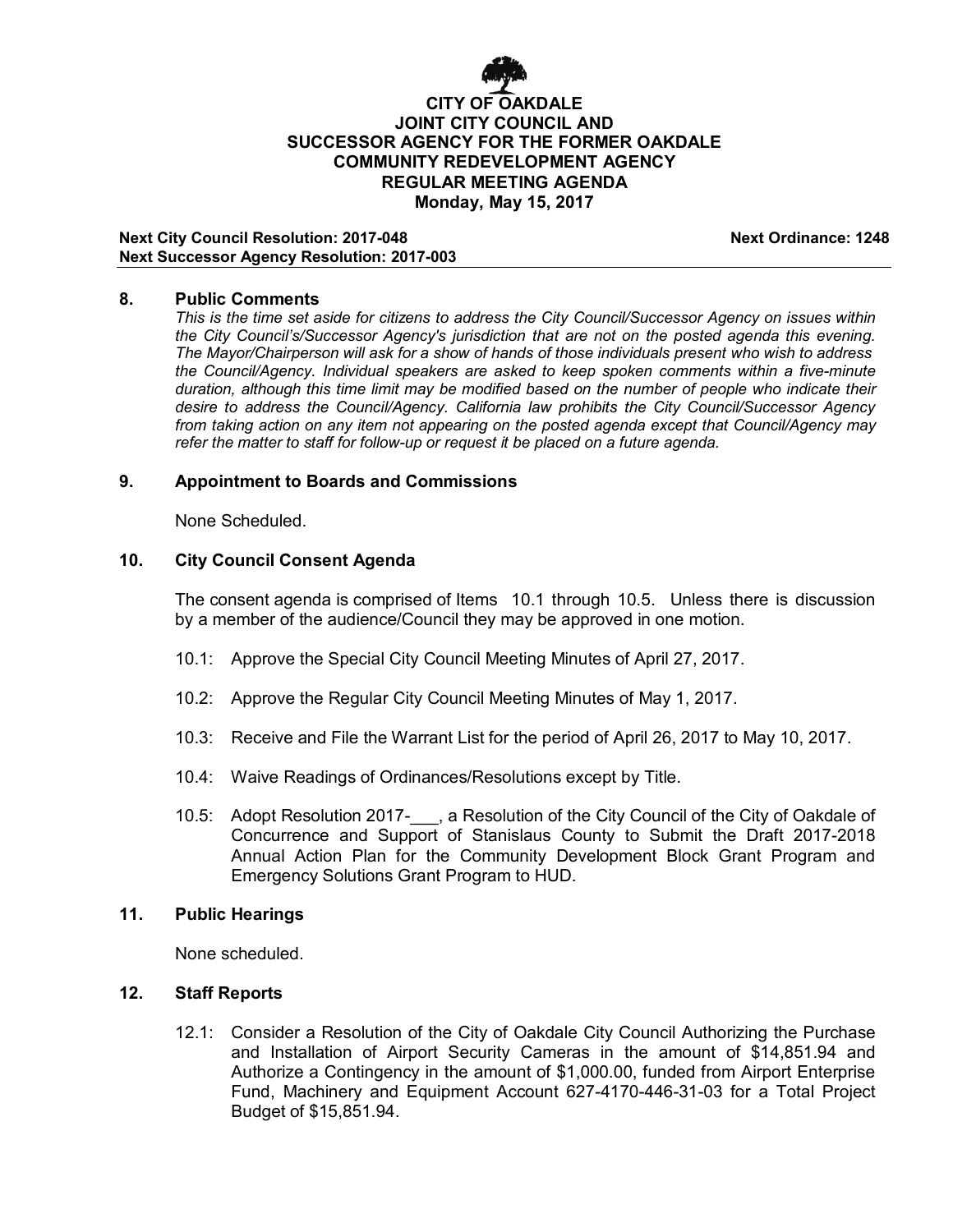**CITY OF OAKDALE**
**JOINT CITY COUNCIL AND**
**SUCCESSOR AGENCY FOR THE FORMER OAKDALE**
**COMMUNITY REDEVELOPMENT AGENCY**
**REGULAR MEETING AGENDA**
**Monday, May 15, 2017**

**Next City Council Resolution: 2017-048** **Next Ordinance: 1248**
**Next Successor Agency Resolution: 2017-003**

## 8. Public Comments

*This is the time set aside for citizens to address the City Council/Successor Agency on issues within the City Council's/Successor Agency's jurisdiction that are not on the posted agenda this evening. The Mayor/Chairperson will ask for a show of hands of those individuals present who wish to address the Council/Agency. Individual speakers are asked to keep spoken comments within a five-minute duration, although this time limit may be modified based on the number of people who indicate their desire to address the Council/Agency. California law prohibits the City Council/Successor Agency from taking action on any item not appearing on the posted agenda except that Council/Agency may refer the matter to staff for follow-up or request it be placed on a future agenda.*

## 9. Appointment to Boards and Commissions

None Scheduled.

## 10. City Council Consent Agenda

The consent agenda is comprised of Items 10.1 through 10.5. Unless there is discussion by a member of the audience/Council they may be approved in one motion.

10.1: Approve the Special City Council Meeting Minutes of April 27, 2017.

10.2: Approve the Regular City Council Meeting Minutes of May 1, 2017.

10.3: Receive and File the Warrant List for the period of April 26, 2017 to May 10, 2017.

10.4: Waive Readings of Ordinances/Resolutions except by Title.

10.5: Adopt Resolution 2017-___, a Resolution of the City Council of the City of Oakdale of Concurrence and Support of Stanislaus County to Submit the Draft 2017-2018 Annual Action Plan for the Community Development Block Grant Program and Emergency Solutions Grant Program to HUD.

## 11. Public Hearings

None scheduled.

## 12. Staff Reports

12.1: Consider a Resolution of the City of Oakdale City Council Authorizing the Purchase and Installation of Airport Security Cameras in the amount of $14,851.94 and Authorize a Contingency in the amount of $1,000.00, funded from Airport Enterprise Fund, Machinery and Equipment Account 627-4170-446-31-03 for a Total Project Budget of $15,851.94.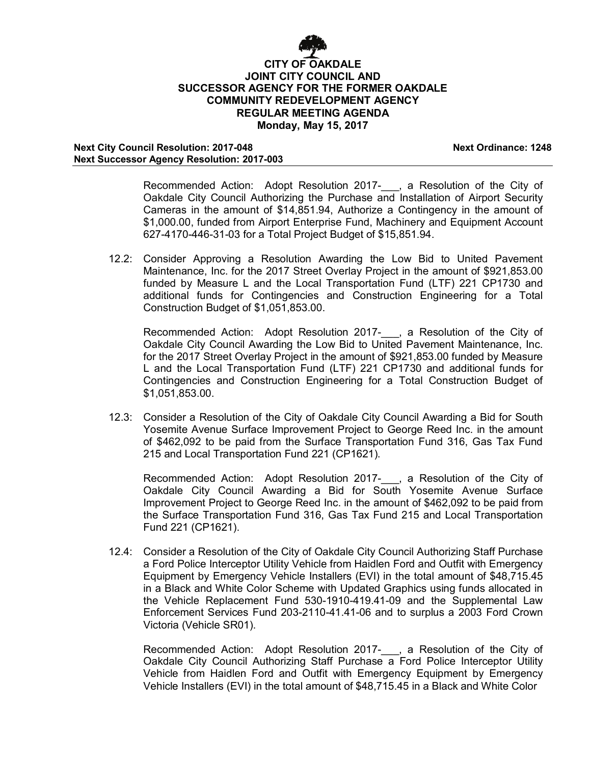Recommended Action: Adopt Resolution 2017-___, a Resolution of the City of Oakdale City Council Authorizing the Purchase and Installation of Airport Security Cameras in the amount of $14,851.94, Authorize a Contingency in the amount of $1,000.00, funded from Airport Enterprise Fund, Machinery and Equipment Account 627-4170-446-31-03 for a Total Project Budget of $15,851.94.

12.2: Consider Approving a Resolution Awarding the Low Bid to United Pavement Maintenance, Inc. for the 2017 Street Overlay Project in the amount of $921,853.00 funded by Measure L and the Local Transportation Fund (LTF) 221 CP1730 and additional funds for Contingencies and Construction Engineering for a Total Construction Budget of $1,051,853.00.

Recommended Action: Adopt Resolution 2017-___, a Resolution of the City of Oakdale City Council Awarding the Low Bid to United Pavement Maintenance, Inc. for the 2017 Street Overlay Project in the amount of $921,853.00 funded by Measure L and the Local Transportation Fund (LTF) 221 CP1730 and additional funds for Contingencies and Construction Engineering for a Total Construction Budget of $1,051,853.00.

12.3: Consider a Resolution of the City of Oakdale City Council Awarding a Bid for South Yosemite Avenue Surface Improvement Project to George Reed Inc. in the amount of $462,092 to be paid from the Surface Transportation Fund 316, Gas Tax Fund 215 and Local Transportation Fund 221 (CP1621).

Recommended Action: Adopt Resolution 2017-___, a Resolution of the City of Oakdale City Council Awarding a Bid for South Yosemite Avenue Surface Improvement Project to George Reed Inc. in the amount of $462,092 to be paid from the Surface Transportation Fund 316, Gas Tax Fund 215 and Local Transportation Fund 221 (CP1621).

12.4: Consider a Resolution of the City of Oakdale City Council Authorizing Staff Purchase a Ford Police Interceptor Utility Vehicle from Haidlen Ford and Outfit with Emergency Equipment by Emergency Vehicle Installers (EVI) in the total amount of $48,715.45 in a Black and White Color Scheme with Updated Graphics using funds allocated in the Vehicle Replacement Fund 530-1910-419.41-09 and the Supplemental Law Enforcement Services Fund 203-2110-41.41-06 and to surplus a 2003 Ford Crown Victoria (Vehicle SR01).

Recommended Action: Adopt Resolution 2017-___, a Resolution of the City of Oakdale City Council Authorizing Staff Purchase a Ford Police Interceptor Utility Vehicle from Haidlen Ford and Outfit with Emergency Equipment by Emergency Vehicle Installers (EVI) in the total amount of $48,715.45 in a Black and White Color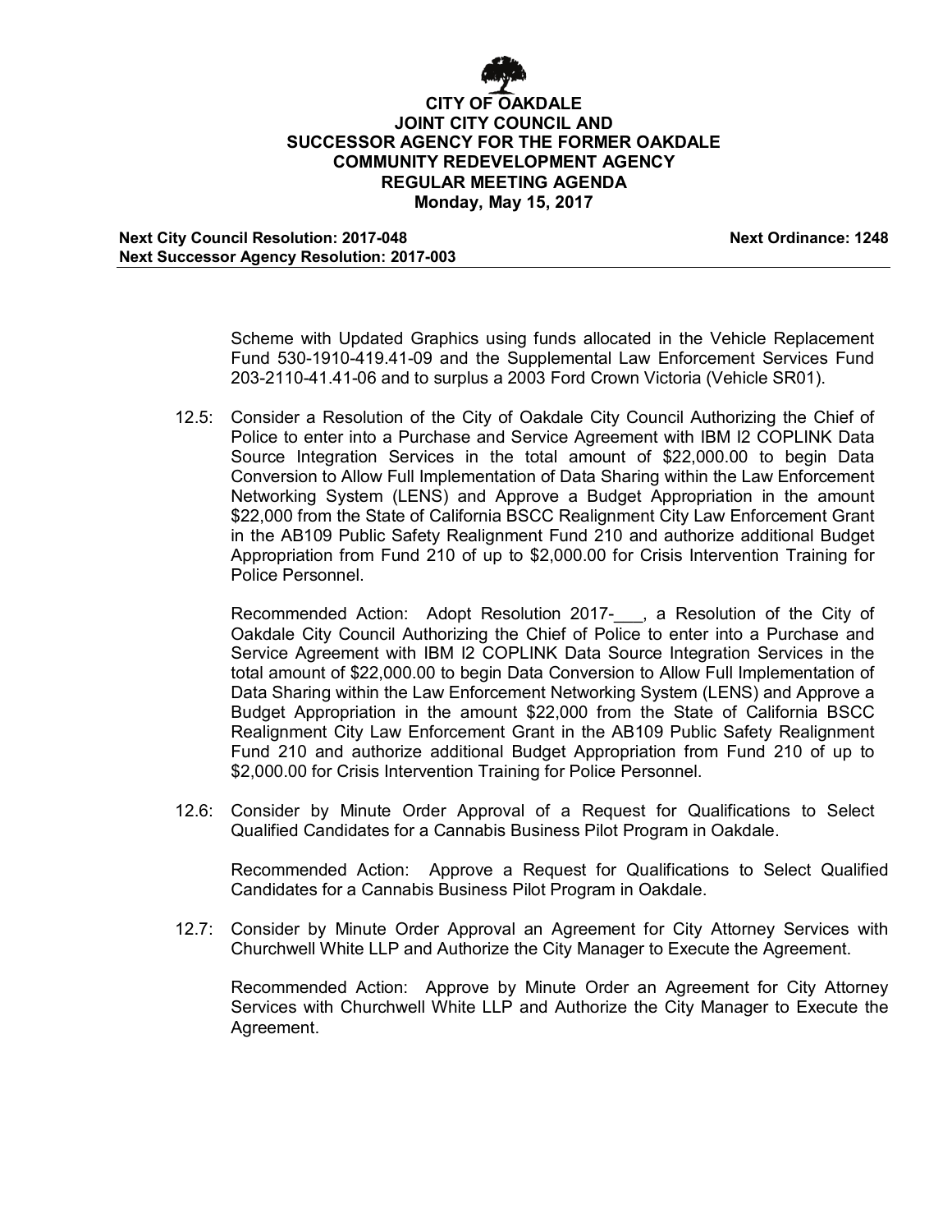Scheme with Updated Graphics using funds allocated in the Vehicle Replacement Fund 530-1910-419.41-09 and the Supplemental Law Enforcement Services Fund 203-2110-41.41-06 and to surplus a 2003 Ford Crown Victoria (Vehicle SR01).

12.5: Consider a Resolution of the City of Oakdale City Council Authorizing the Chief of Police to enter into a Purchase and Service Agreement with IBM I2 COPLINK Data Source Integration Services in the total amount of $22,000.00 to begin Data Conversion to Allow Full Implementation of Data Sharing within the Law Enforcement Networking System (LENS) and Approve a Budget Appropriation in the amount $22,000 from the State of California BSCC Realignment City Law Enforcement Grant in the AB109 Public Safety Realignment Fund 210 and authorize additional Budget Appropriation from Fund 210 of up to $2,000.00 for Crisis Intervention Training for Police Personnel.

Recommended Action: Adopt Resolution 2017-___, a Resolution of the City of Oakdale City Council Authorizing the Chief of Police to enter into a Purchase and Service Agreement with IBM I2 COPLINK Data Source Integration Services in the total amount of $22,000.00 to begin Data Conversion to Allow Full Implementation of Data Sharing within the Law Enforcement Networking System (LENS) and Approve a Budget Appropriation in the amount $22,000 from the State of California BSCC Realignment City Law Enforcement Grant in the AB109 Public Safety Realignment Fund 210 and authorize additional Budget Appropriation from Fund 210 of up to $2,000.00 for Crisis Intervention Training for Police Personnel.

12.6: Consider by Minute Order Approval of a Request for Qualifications to Select Qualified Candidates for a Cannabis Business Pilot Program in Oakdale.

Recommended Action: Approve a Request for Qualifications to Select Qualified Candidates for a Cannabis Business Pilot Program in Oakdale.

12.7: Consider by Minute Order Approval an Agreement for City Attorney Services with Churchwell White LLP and Authorize the City Manager to Execute the Agreement.

Recommended Action: Approve by Minute Order an Agreement for City Attorney Services with Churchwell White LLP and Authorize the City Manager to Execute the Agreement.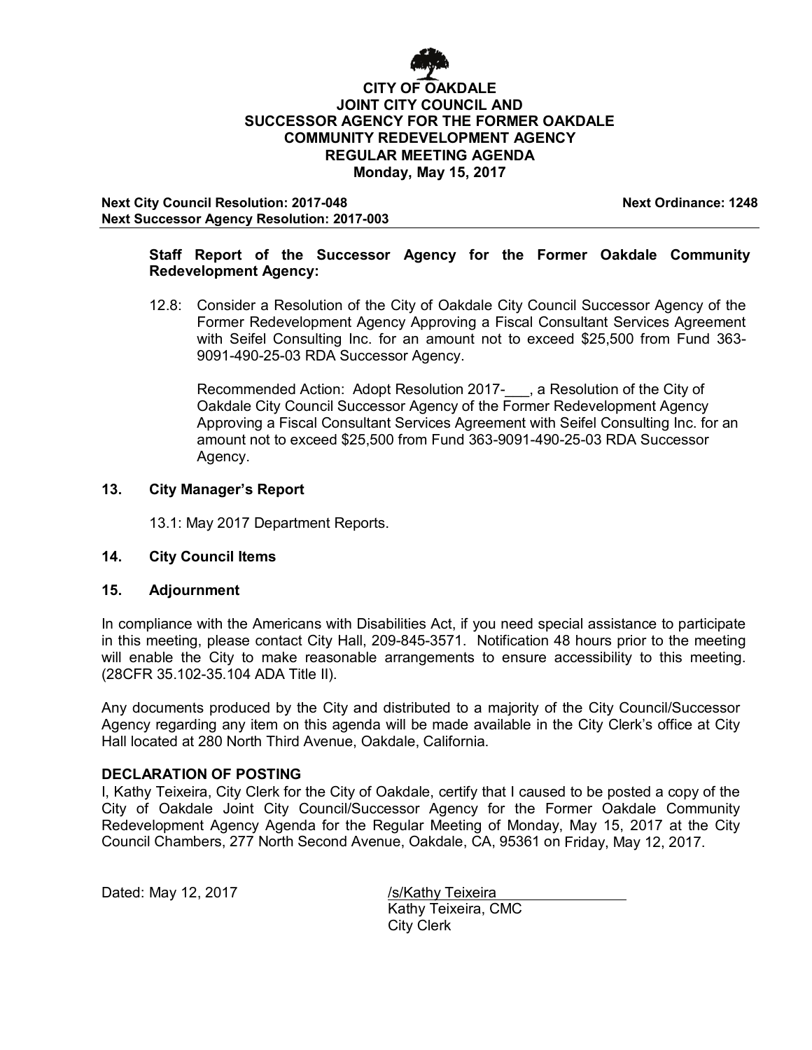**CITY OF OAKDALE**
**JOINT CITY COUNCIL AND**
**SUCCESSOR AGENCY FOR THE FORMER OAKDALE**
**COMMUNITY REDEVELOPMENT AGENCY**
**REGULAR MEETING AGENDA**
**Monday, May 15, 2017**

**Next City Council Resolution: 2017-048** **Next Ordinance: 1248**
**Next Successor Agency Resolution: 2017-003**

**Staff Report of the Successor Agency for the Former Oakdale Community Redevelopment Agency:**

12.8: Consider a Resolution of the City of Oakdale City Council Successor Agency of the Former Redevelopment Agency Approving a Fiscal Consultant Services Agreement with Seifel Consulting Inc. for an amount not to exceed $25,500 from Fund 363-9091-490-25-03 RDA Successor Agency.

Recommended Action: Adopt Resolution 2017-___, a Resolution of the City of Oakdale City Council Successor Agency of the Former Redevelopment Agency Approving a Fiscal Consultant Services Agreement with Seifel Consulting Inc. for an amount not to exceed $25,500 from Fund 363-9091-490-25-03 RDA Successor Agency.

**13. City Manager's Report**

13.1: May 2017 Department Reports.

**14. City Council Items**

**15. Adjournment**

In compliance with the Americans with Disabilities Act, if you need special assistance to participate in this meeting, please contact City Hall, 209-845-3571. Notification 48 hours prior to the meeting will enable the City to make reasonable arrangements to ensure accessibility to this meeting. (28CFR 35.102-35.104 ADA Title II).

Any documents produced by the City and distributed to a majority of the City Council/Successor Agency regarding any item on this agenda will be made available in the City Clerk's office at City Hall located at 280 North Third Avenue, Oakdale, California.

**DECLARATION OF POSTING**
I, Kathy Teixeira, City Clerk for the City of Oakdale, certify that I caused to be posted a copy of the City of Oakdale Joint City Council/Successor Agency for the Former Oakdale Community Redevelopment Agency Agenda for the Regular Meeting of Monday, May 15, 2017 at the City Council Chambers, 277 North Second Avenue, Oakdale, CA, 95361 on Friday, May 12, 2017.

Dated: May 12, 2017

/s/Kathy Teixeira
Kathy Teixeira, CMC
City Clerk